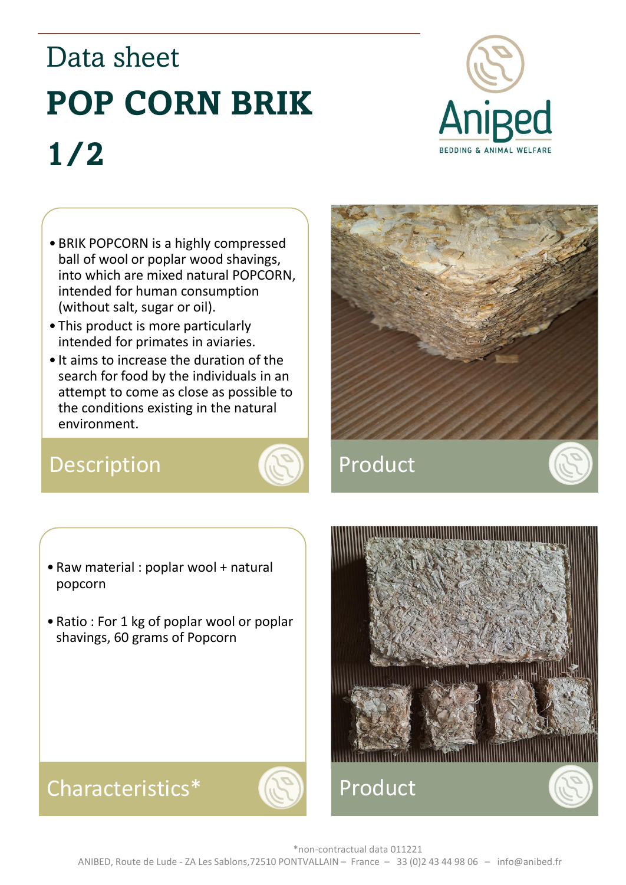# Data sheet

# POP CORN BRIK 1/2

AniBed
BEDDING & ANIMAL WELFARE

## Description

- BRIK POPCORN is a highly compressed ball of wool or poplar wood shavings, into which are mixed natural POPCORN, intended for human consumption (without salt, sugar or oil).
- This product is more particularly intended for primates in aviaries.
- It aims to increase the duration of the search for food by the individuals in an attempt to come as close as possible to the conditions existing in the natural environment.

## Product

## Characteristics*

- Raw material : poplar wool + natural popcorn
- Ratio : For 1 kg of poplar wool or poplar shavings, 60 grams of Popcorn

## Product

*non-contractual data 011221

ANIBED, Route de Lude - ZA Les Sablons,72510 PONTVALLAIN – France – 33 (0)2 43 44 98 06 – info@anibed.fr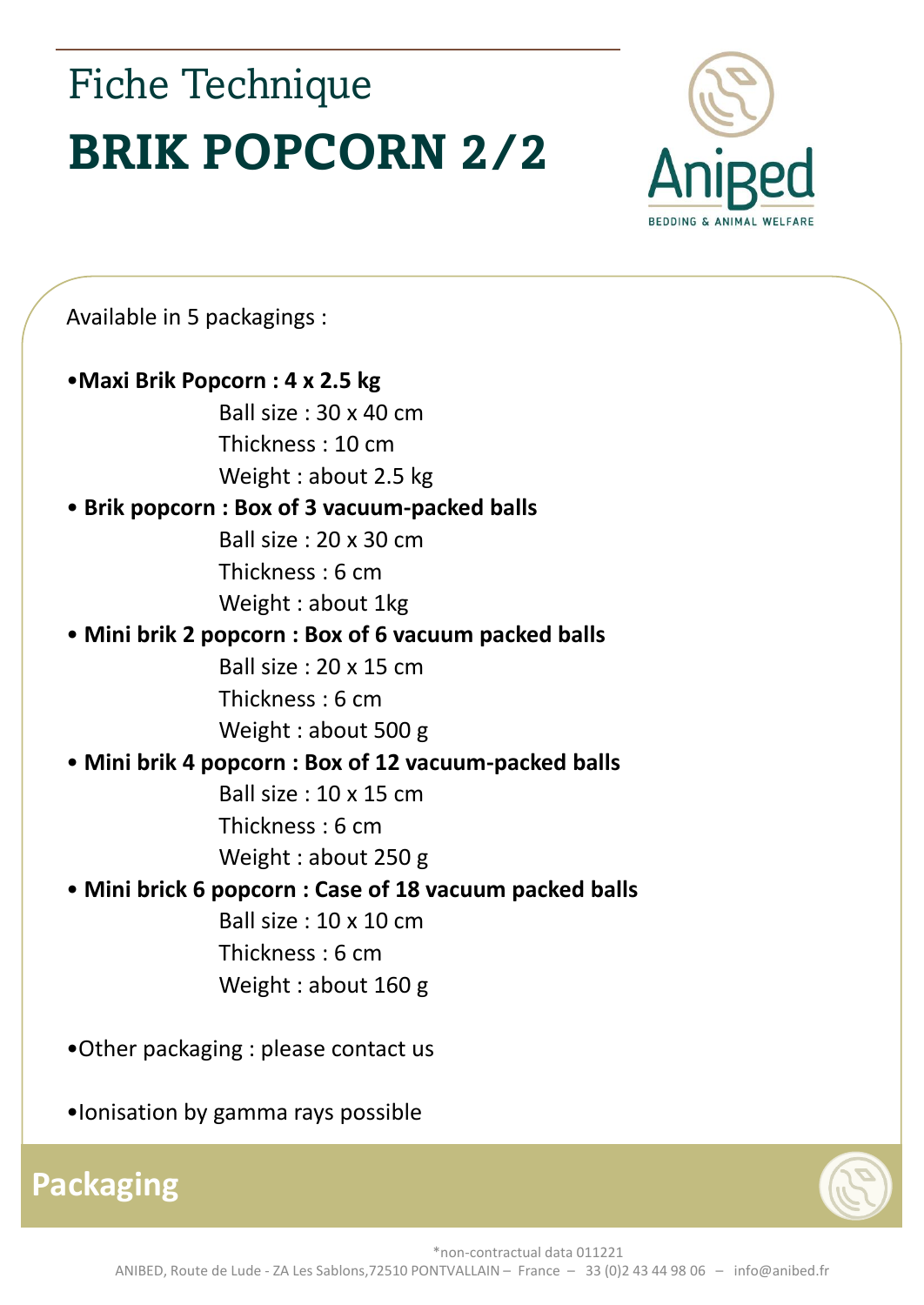Fiche Technique

# BRIK POPCORN 2/2

AniBed
BEDDING & ANIMAL WELFARE

Available in 5 packagings :

- **Maxi Brik Popcorn : 4 x 2.5 kg**
  Ball size : 30 x 40 cm
  Thickness : 10 cm
  Weight : about 2.5 kg
- **Brik popcorn : Box of 3 vacuum-packed balls**
  Ball size : 20 x 30 cm
  Thickness : 6 cm
  Weight : about 1kg
- **Mini brik 2 popcorn : Box of 6 vacuum packed balls**
  Ball size : 20 x 15 cm
  Thickness : 6 cm
  Weight : about 500 g
- **Mini brik 4 popcorn : Box of 12 vacuum-packed balls**
  Ball size : 10 x 15 cm
  Thickness : 6 cm
  Weight : about 250 g
- **Mini brick 6 popcorn : Case of 18 vacuum packed balls**
  Ball size : 10 x 10 cm
  Thickness : 6 cm
  Weight : about 160 g

- Other packaging : please contact us

- Ionisation by gamma rays possible

## Packaging

*non-contractual data 011221

ANIBED, Route de Lude - ZA Les Sablons,72510 PONTVALLAIN – France – 33 (0)2 43 44 98 06 – info@anibed.fr